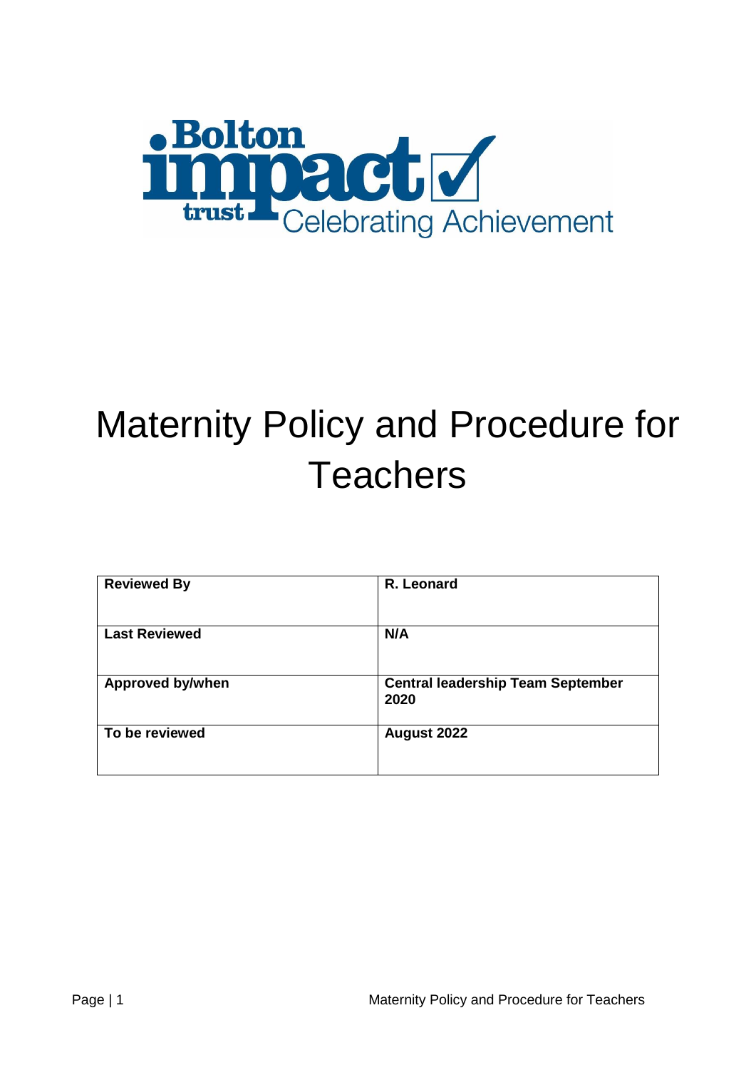# Maternity Policy and Procedure for Teachers

| Reviewed By | R. Leonard |
| --- | --- |
| Last Reviewed | N/A |
| Approved by/when | Central leadership Team September 2020 |
| To be reviewed | August 2022 |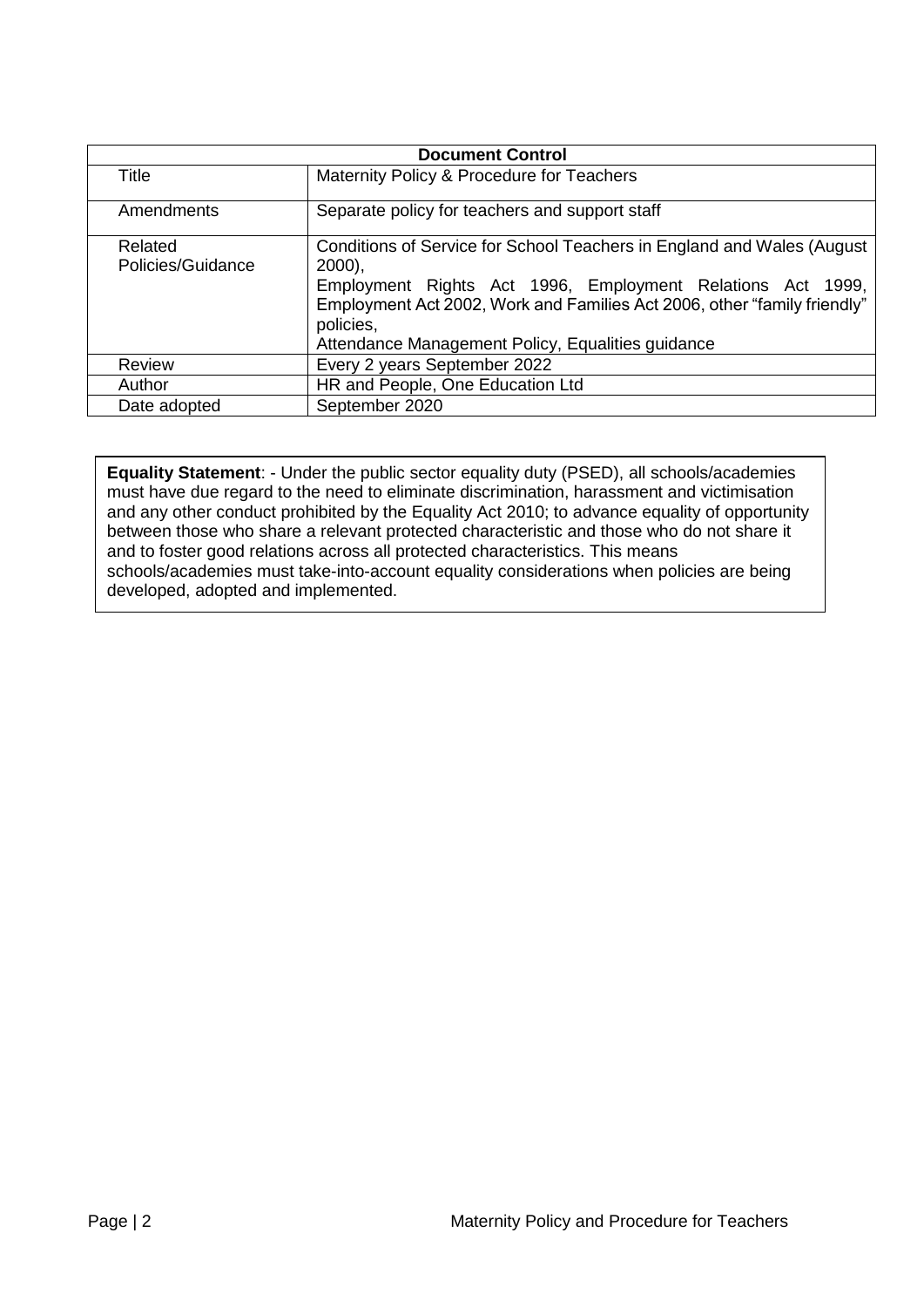| Document Control | |
|---|---|
| Title | Maternity Policy & Procedure for Teachers |
| Amendments | Separate policy for teachers and support staff |
| Related Policies/Guidance | Conditions of Service for School Teachers in England and Wales (August 2000), Employment Rights Act 1996, Employment Relations Act 1999, Employment Act 2002, Work and Families Act 2006, other "family friendly" policies, Attendance Management Policy, Equalities guidance |
| Review | Every 2 years September 2022 |
| Author | HR and People, One Education Ltd |
| Date adopted | September 2020 |

**Equality Statement**: - Under the public sector equality duty (PSED), all schools/academies must have due regard to the need to eliminate discrimination, harassment and victimisation and any other conduct prohibited by the Equality Act 2010; to advance equality of opportunity between those who share a relevant protected characteristic and those who do not share it and to foster good relations across all protected characteristics. This means schools/academies must take-into-account equality considerations when policies are being developed, adopted and implemented.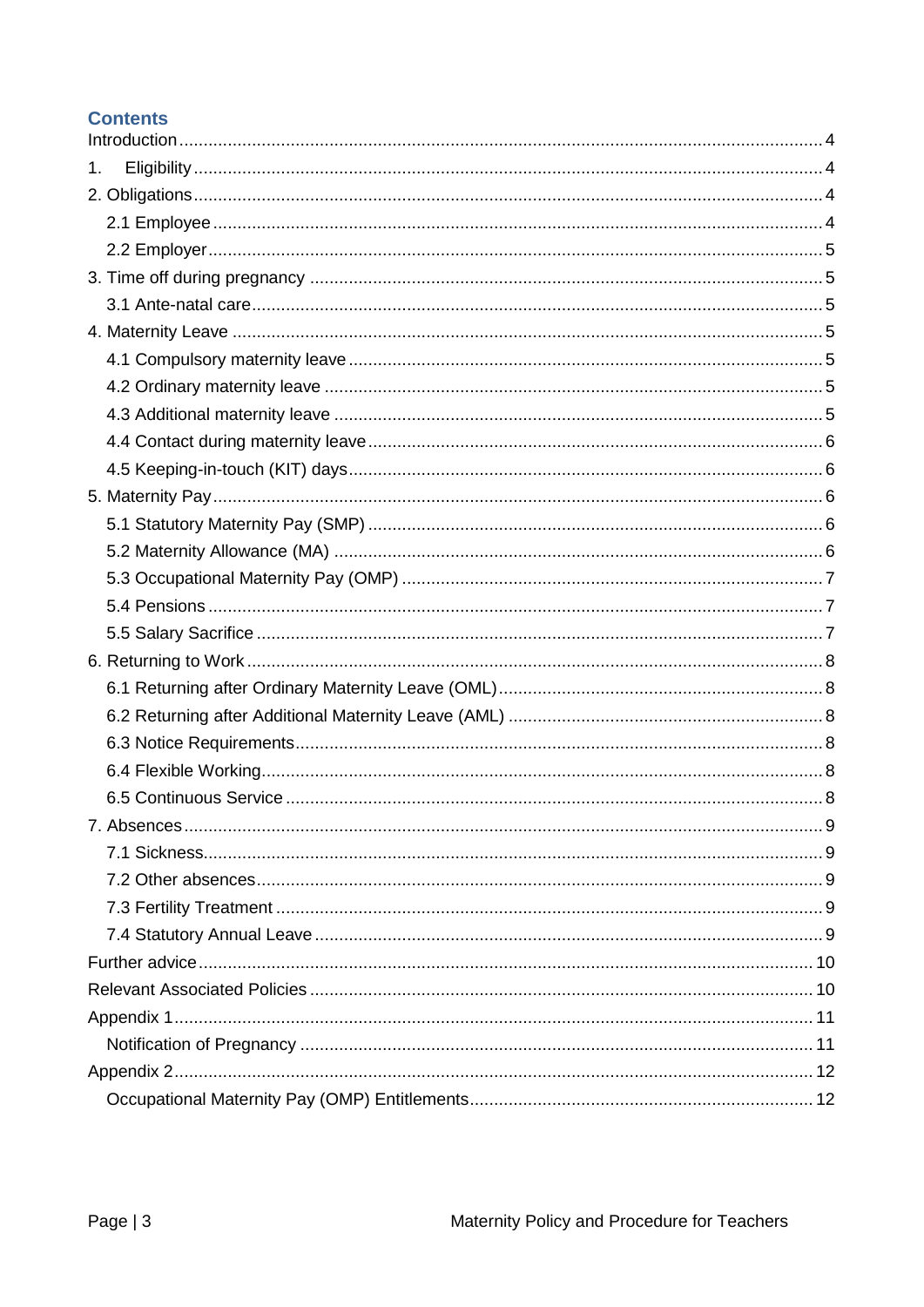## Contents

- Introduction ........ 4
- 1. Eligibility ........ 4
- 2. Obligations ........ 4
  - 2.1 Employee ........ 4
  - 2.2 Employer ........ 5
- 3. Time off during pregnancy ........ 5
  - 3.1 Ante-natal care ........ 5
- 4. Maternity Leave ........ 5
  - 4.1 Compulsory maternity leave ........ 5
  - 4.2 Ordinary maternity leave ........ 5
  - 4.3 Additional maternity leave ........ 5
  - 4.4 Contact during maternity leave ........ 6
  - 4.5 Keeping-in-touch (KIT) days ........ 6
- 5. Maternity Pay ........ 6
  - 5.1 Statutory Maternity Pay (SMP) ........ 6
  - 5.2 Maternity Allowance (MA) ........ 6
  - 5.3 Occupational Maternity Pay (OMP) ........ 7
  - 5.4 Pensions ........ 7
  - 5.5 Salary Sacrifice ........ 7
- 6. Returning to Work ........ 8
  - 6.1 Returning after Ordinary Maternity Leave (OML) ........ 8
  - 6.2 Returning after Additional Maternity Leave (AML) ........ 8
  - 6.3 Notice Requirements ........ 8
  - 6.4 Flexible Working ........ 8
  - 6.5 Continuous Service ........ 8
- 7. Absences ........ 9
  - 7.1 Sickness ........ 9
  - 7.2 Other absences ........ 9
  - 7.3 Fertility Treatment ........ 9
  - 7.4 Statutory Annual Leave ........ 9
- Further advice ........ 10
- Relevant Associated Policies ........ 10
- Appendix 1 ........ 11
  - Notification of Pregnancy ........ 11
- Appendix 2 ........ 12
  - Occupational Maternity Pay (OMP) Entitlements ........ 12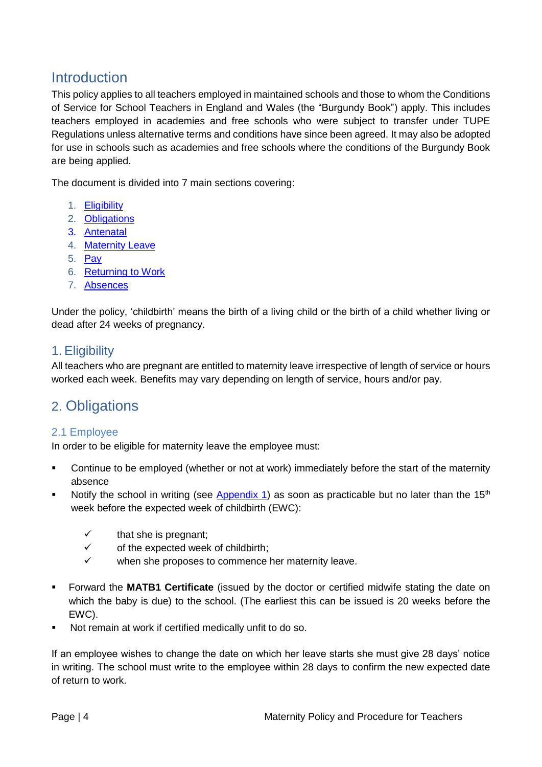# Introduction

This policy applies to all teachers employed in maintained schools and those to whom the Conditions of Service for School Teachers in England and Wales (the "Burgundy Book") apply. This includes teachers employed in academies and free schools who were subject to transfer under TUPE Regulations unless alternative terms and conditions have since been agreed. It may also be adopted for use in schools such as academies and free schools where the conditions of the Burgundy Book are being applied.

The document is divided into 7 main sections covering:

1. Eligibility
2. Obligations
3. Antenatal
4. Maternity Leave
5. Pay
6. Returning to Work
7. Absences

Under the policy, 'childbirth' means the birth of a living child or the birth of a child whether living or dead after 24 weeks of pregnancy.

## 1. Eligibility

All teachers who are pregnant are entitled to maternity leave irrespective of length of service or hours worked each week. Benefits may vary depending on length of service, hours and/or pay.

## 2. Obligations

### 2.1 Employee

In order to be eligible for maternity leave the employee must:

- Continue to be employed (whether or not at work) immediately before the start of the maternity absence
- Notify the school in writing (see Appendix 1) as soon as practicable but no later than the 15th week before the expected week of childbirth (EWC):
  - ✓ that she is pregnant;
  - ✓ of the expected week of childbirth;
  - ✓ when she proposes to commence her maternity leave.
- Forward the **MATB1 Certificate** (issued by the doctor or certified midwife stating the date on which the baby is due) to the school. (The earliest this can be issued is 20 weeks before the EWC).
- Not remain at work if certified medically unfit to do so.

If an employee wishes to change the date on which her leave starts she must give 28 days' notice in writing. The school must write to the employee within 28 days to confirm the new expected date of return to work.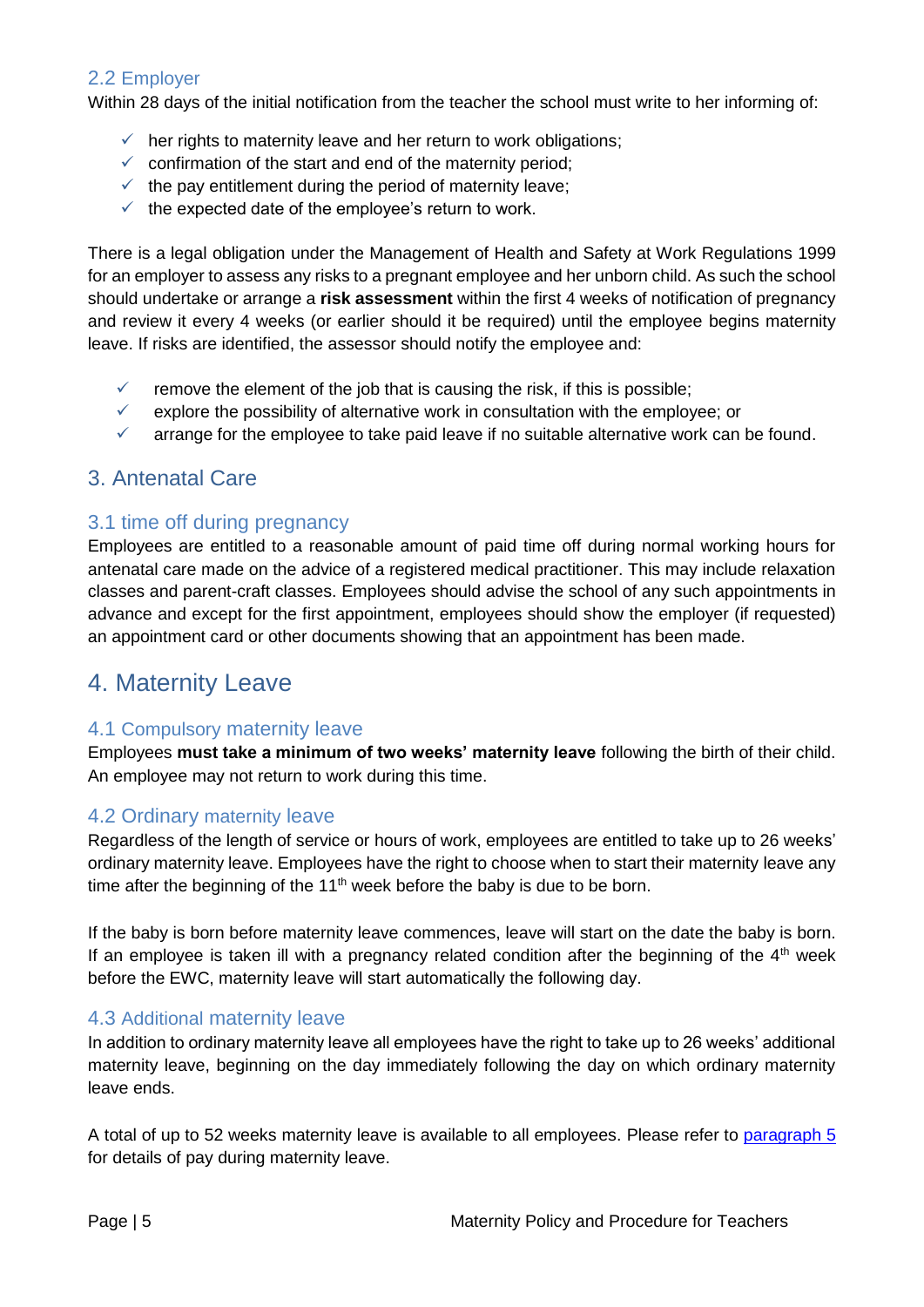### 2.2 Employer

Within 28 days of the initial notification from the teacher the school must write to her informing of:

- ✓ her rights to maternity leave and her return to work obligations;
- ✓ confirmation of the start and end of the maternity period;
- ✓ the pay entitlement during the period of maternity leave;
- ✓ the expected date of the employee's return to work.

There is a legal obligation under the Management of Health and Safety at Work Regulations 1999 for an employer to assess any risks to a pregnant employee and her unborn child. As such the school should undertake or arrange a **risk assessment** within the first 4 weeks of notification of pregnancy and review it every 4 weeks (or earlier should it be required) until the employee begins maternity leave. If risks are identified, the assessor should notify the employee and:

- ✓ remove the element of the job that is causing the risk, if this is possible;
- ✓ explore the possibility of alternative work in consultation with the employee; or
- ✓ arrange for the employee to take paid leave if no suitable alternative work can be found.

## 3. Antenatal Care

### 3.1 time off during pregnancy

Employees are entitled to a reasonable amount of paid time off during normal working hours for antenatal care made on the advice of a registered medical practitioner. This may include relaxation classes and parent-craft classes. Employees should advise the school of any such appointments in advance and except for the first appointment, employees should show the employer (if requested) an appointment card or other documents showing that an appointment has been made.

## 4. Maternity Leave

### 4.1 Compulsory maternity leave

Employees **must take a minimum of two weeks' maternity leave** following the birth of their child. An employee may not return to work during this time.

### 4.2 Ordinary maternity leave

Regardless of the length of service or hours of work, employees are entitled to take up to 26 weeks' ordinary maternity leave. Employees have the right to choose when to start their maternity leave any time after the beginning of the 11th week before the baby is due to be born.

If the baby is born before maternity leave commences, leave will start on the date the baby is born. If an employee is taken ill with a pregnancy related condition after the beginning of the 4th week before the EWC, maternity leave will start automatically the following day.

### 4.3 Additional maternity leave

In addition to ordinary maternity leave all employees have the right to take up to 26 weeks' additional maternity leave, beginning on the day immediately following the day on which ordinary maternity leave ends.

A total of up to 52 weeks maternity leave is available to all employees. Please refer to paragraph 5 for details of pay during maternity leave.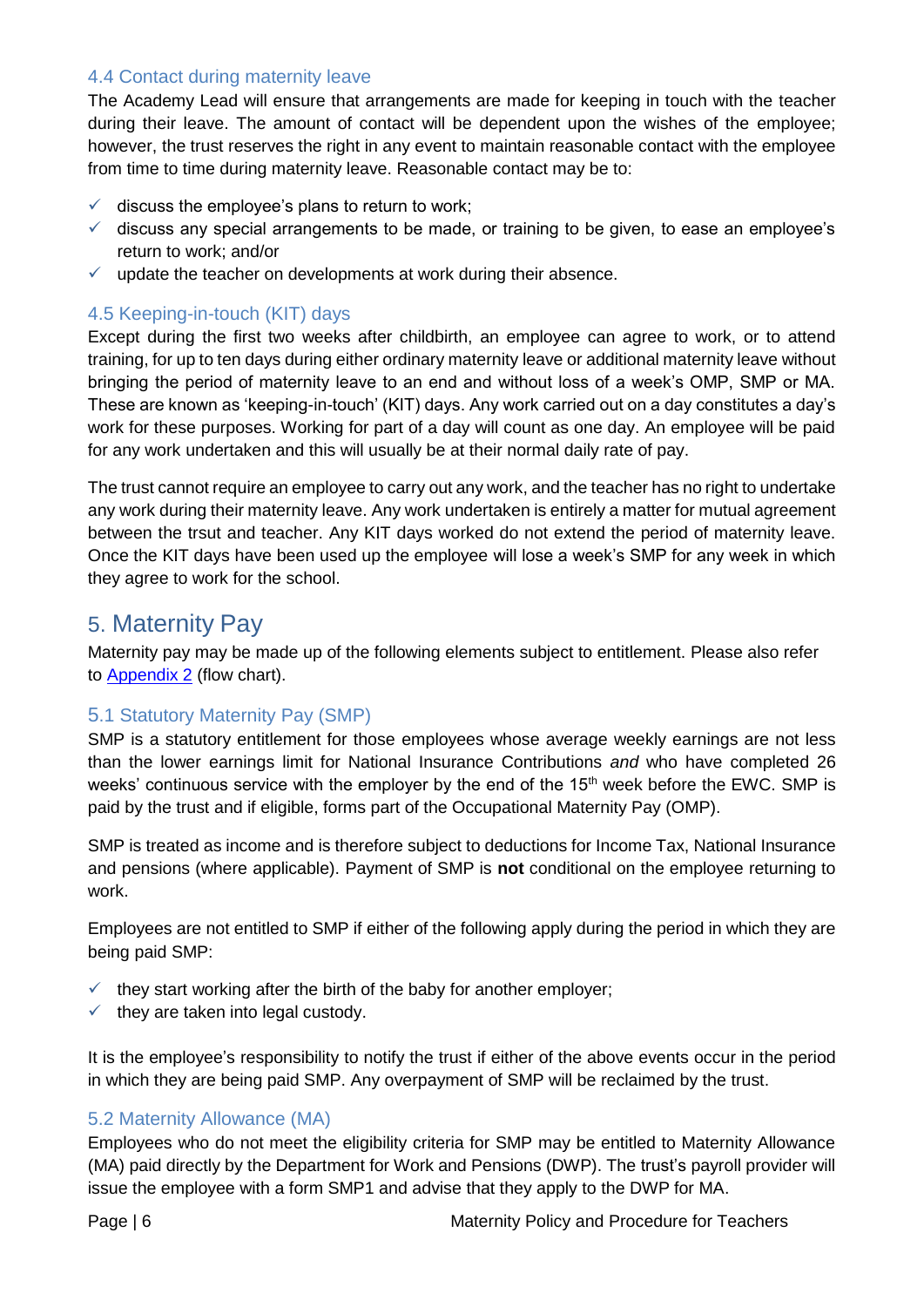### 4.4 Contact during maternity leave

The Academy Lead will ensure that arrangements are made for keeping in touch with the teacher during their leave. The amount of contact will be dependent upon the wishes of the employee; however, the trust reserves the right in any event to maintain reasonable contact with the employee from time to time during maternity leave. Reasonable contact may be to:

- ✓ discuss the employee's plans to return to work;
- ✓ discuss any special arrangements to be made, or training to be given, to ease an employee's return to work; and/or
- ✓ update the teacher on developments at work during their absence.

### 4.5 Keeping-in-touch (KIT) days

Except during the first two weeks after childbirth, an employee can agree to work, or to attend training, for up to ten days during either ordinary maternity leave or additional maternity leave without bringing the period of maternity leave to an end and without loss of a week's OMP, SMP or MA. These are known as 'keeping-in-touch' (KIT) days. Any work carried out on a day constitutes a day's work for these purposes. Working for part of a day will count as one day. An employee will be paid for any work undertaken and this will usually be at their normal daily rate of pay.

The trust cannot require an employee to carry out any work, and the teacher has no right to undertake any work during their maternity leave. Any work undertaken is entirely a matter for mutual agreement between the trsut and teacher. Any KIT days worked do not extend the period of maternity leave. Once the KIT days have been used up the employee will lose a week's SMP for any week in which they agree to work for the school.

## 5. Maternity Pay

Maternity pay may be made up of the following elements subject to entitlement. Please also refer to [Appendix 2](#) (flow chart).

### 5.1 Statutory Maternity Pay (SMP)

SMP is a statutory entitlement for those employees whose average weekly earnings are not less than the lower earnings limit for National Insurance Contributions *and* who have completed 26 weeks' continuous service with the employer by the end of the 15th week before the EWC. SMP is paid by the trust and if eligible, forms part of the Occupational Maternity Pay (OMP).

SMP is treated as income and is therefore subject to deductions for Income Tax, National Insurance and pensions (where applicable). Payment of SMP is **not** conditional on the employee returning to work.

Employees are not entitled to SMP if either of the following apply during the period in which they are being paid SMP:

- ✓ they start working after the birth of the baby for another employer;
- ✓ they are taken into legal custody.

It is the employee's responsibility to notify the trust if either of the above events occur in the period in which they are being paid SMP. Any overpayment of SMP will be reclaimed by the trust.

### 5.2 Maternity Allowance (MA)

Employees who do not meet the eligibility criteria for SMP may be entitled to Maternity Allowance (MA) paid directly by the Department for Work and Pensions (DWP). The trust's payroll provider will issue the employee with a form SMP1 and advise that they apply to the DWP for MA.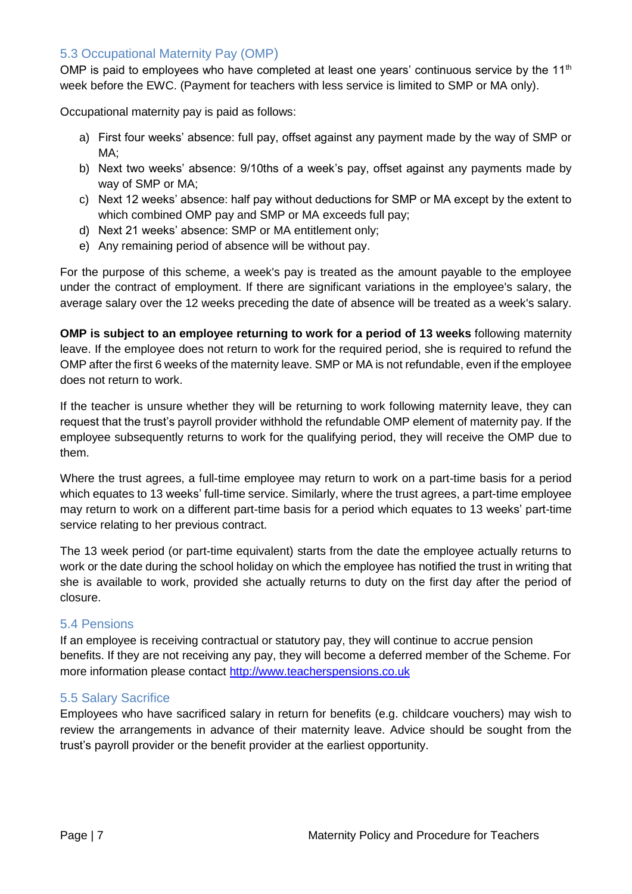### 5.3 Occupational Maternity Pay (OMP)

OMP is paid to employees who have completed at least one years' continuous service by the 11th week before the EWC. (Payment for teachers with less service is limited to SMP or MA only).

Occupational maternity pay is paid as follows:

a) First four weeks' absence: full pay, offset against any payment made by the way of SMP or MA;
b) Next two weeks' absence: 9/10ths of a week's pay, offset against any payments made by way of SMP or MA;
c) Next 12 weeks' absence: half pay without deductions for SMP or MA except by the extent to which combined OMP pay and SMP or MA exceeds full pay;
d) Next 21 weeks' absence: SMP or MA entitlement only;
e) Any remaining period of absence will be without pay.

For the purpose of this scheme, a week's pay is treated as the amount payable to the employee under the contract of employment. If there are significant variations in the employee's salary, the average salary over the 12 weeks preceding the date of absence will be treated as a week's salary.

**OMP is subject to an employee returning to work for a period of 13 weeks** following maternity leave. If the employee does not return to work for the required period, she is required to refund the OMP after the first 6 weeks of the maternity leave. SMP or MA is not refundable, even if the employee does not return to work.

If the teacher is unsure whether they will be returning to work following maternity leave, they can request that the trust's payroll provider withhold the refundable OMP element of maternity pay. If the employee subsequently returns to work for the qualifying period, they will receive the OMP due to them.

Where the trust agrees, a full-time employee may return to work on a part-time basis for a period which equates to 13 weeks' full-time service. Similarly, where the trust agrees, a part-time employee may return to work on a different part-time basis for a period which equates to 13 weeks' part-time service relating to her previous contract.

The 13 week period (or part-time equivalent) starts from the date the employee actually returns to work or the date during the school holiday on which the employee has notified the trust in writing that she is available to work, provided she actually returns to duty on the first day after the period of closure.

### 5.4 Pensions

If an employee is receiving contractual or statutory pay, they will continue to accrue pension benefits. If they are not receiving any pay, they will become a deferred member of the Scheme. For more information please contact [http://www.teacherspensions.co.uk](http://www.teacherspensions.co.uk)

### 5.5 Salary Sacrifice

Employees who have sacrificed salary in return for benefits (e.g. childcare vouchers) may wish to review the arrangements in advance of their maternity leave. Advice should be sought from the trust's payroll provider or the benefit provider at the earliest opportunity.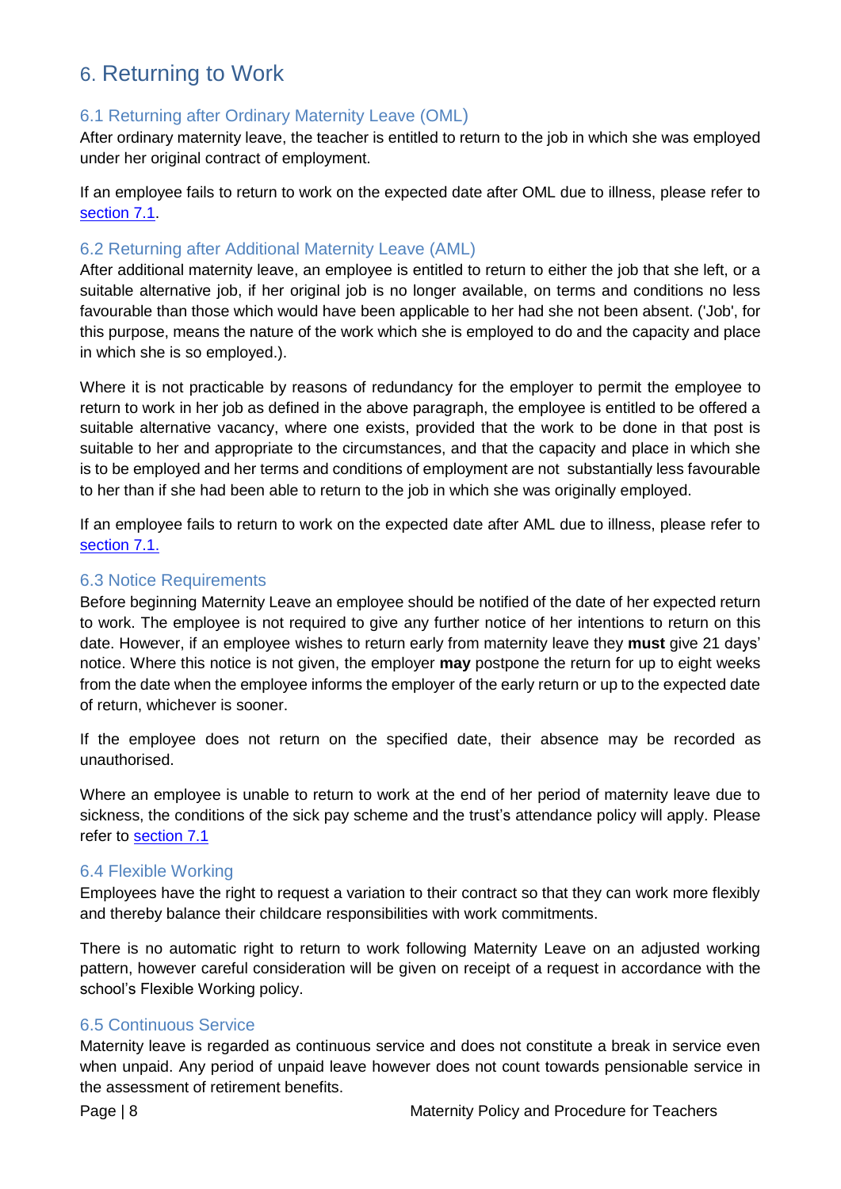## 6. Returning to Work

### 6.1 Returning after Ordinary Maternity Leave (OML)

After ordinary maternity leave, the teacher is entitled to return to the job in which she was employed under her original contract of employment.

If an employee fails to return to work on the expected date after OML due to illness, please refer to section 7.1.

### 6.2 Returning after Additional Maternity Leave (AML)

After additional maternity leave, an employee is entitled to return to either the job that she left, or a suitable alternative job, if her original job is no longer available, on terms and conditions no less favourable than those which would have been applicable to her had she not been absent. ('Job', for this purpose, means the nature of the work which she is employed to do and the capacity and place in which she is so employed.).

Where it is not practicable by reasons of redundancy for the employer to permit the employee to return to work in her job as defined in the above paragraph, the employee is entitled to be offered a suitable alternative vacancy, where one exists, provided that the work to be done in that post is suitable to her and appropriate to the circumstances, and that the capacity and place in which she is to be employed and her terms and conditions of employment are not substantially less favourable to her than if she had been able to return to the job in which she was originally employed.

If an employee fails to return to work on the expected date after AML due to illness, please refer to section 7.1.

### 6.3 Notice Requirements

Before beginning Maternity Leave an employee should be notified of the date of her expected return to work. The employee is not required to give any further notice of her intentions to return on this date. However, if an employee wishes to return early from maternity leave they **must** give 21 days' notice. Where this notice is not given, the employer **may** postpone the return for up to eight weeks from the date when the employee informs the employer of the early return or up to the expected date of return, whichever is sooner.

If the employee does not return on the specified date, their absence may be recorded as unauthorised.

Where an employee is unable to return to work at the end of her period of maternity leave due to sickness, the conditions of the sick pay scheme and the trust's attendance policy will apply. Please refer to section 7.1

### 6.4 Flexible Working

Employees have the right to request a variation to their contract so that they can work more flexibly and thereby balance their childcare responsibilities with work commitments.

There is no automatic right to return to work following Maternity Leave on an adjusted working pattern, however careful consideration will be given on receipt of a request in accordance with the school's Flexible Working policy.

### 6.5 Continuous Service

Maternity leave is regarded as continuous service and does not constitute a break in service even when unpaid. Any period of unpaid leave however does not count towards pensionable service in the assessment of retirement benefits.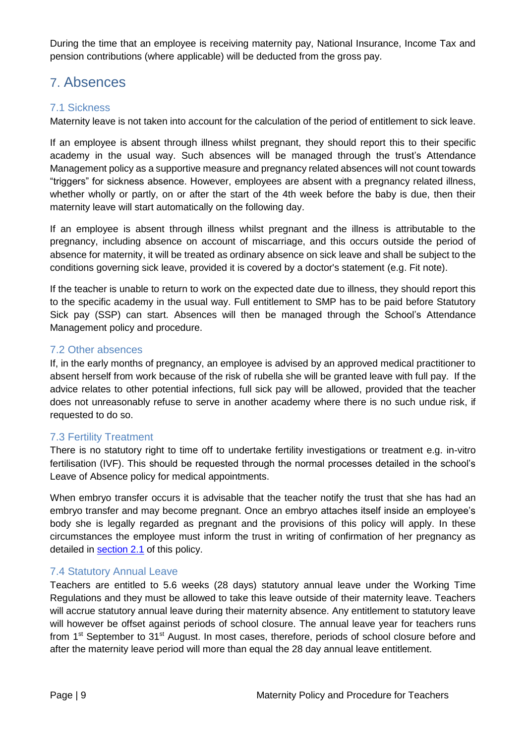During the time that an employee is receiving maternity pay, National Insurance, Income Tax and pension contributions (where applicable) will be deducted from the gross pay.

## 7. Absences

### 7.1 Sickness

Maternity leave is not taken into account for the calculation of the period of entitlement to sick leave.

If an employee is absent through illness whilst pregnant, they should report this to their specific academy in the usual way. Such absences will be managed through the trust's Attendance Management policy as a supportive measure and pregnancy related absences will not count towards "triggers" for sickness absence. However, employees are absent with a pregnancy related illness, whether wholly or partly, on or after the start of the 4th week before the baby is due, then their maternity leave will start automatically on the following day.

If an employee is absent through illness whilst pregnant and the illness is attributable to the pregnancy, including absence on account of miscarriage, and this occurs outside the period of absence for maternity, it will be treated as ordinary absence on sick leave and shall be subject to the conditions governing sick leave, provided it is covered by a doctor's statement (e.g. Fit note).

If the teacher is unable to return to work on the expected date due to illness, they should report this to the specific academy in the usual way. Full entitlement to SMP has to be paid before Statutory Sick pay (SSP) can start. Absences will then be managed through the School's Attendance Management policy and procedure.

### 7.2 Other absences

If, in the early months of pregnancy, an employee is advised by an approved medical practitioner to absent herself from work because of the risk of rubella she will be granted leave with full pay. If the advice relates to other potential infections, full sick pay will be allowed, provided that the teacher does not unreasonably refuse to serve in another academy where there is no such undue risk, if requested to do so.

### 7.3 Fertility Treatment

There is no statutory right to time off to undertake fertility investigations or treatment e.g. in-vitro fertilisation (IVF). This should be requested through the normal processes detailed in the school's Leave of Absence policy for medical appointments.

When embryo transfer occurs it is advisable that the teacher notify the trust that she has had an embryo transfer and may become pregnant. Once an embryo attaches itself inside an employee's body she is legally regarded as pregnant and the provisions of this policy will apply. In these circumstances the employee must inform the trust in writing of confirmation of her pregnancy as detailed in section 2.1 of this policy.

### 7.4 Statutory Annual Leave

Teachers are entitled to 5.6 weeks (28 days) statutory annual leave under the Working Time Regulations and they must be allowed to take this leave outside of their maternity leave. Teachers will accrue statutory annual leave during their maternity absence. Any entitlement to statutory leave will however be offset against periods of school closure. The annual leave year for teachers runs from 1st September to 31st August. In most cases, therefore, periods of school closure before and after the maternity leave period will more than equal the 28 day annual leave entitlement.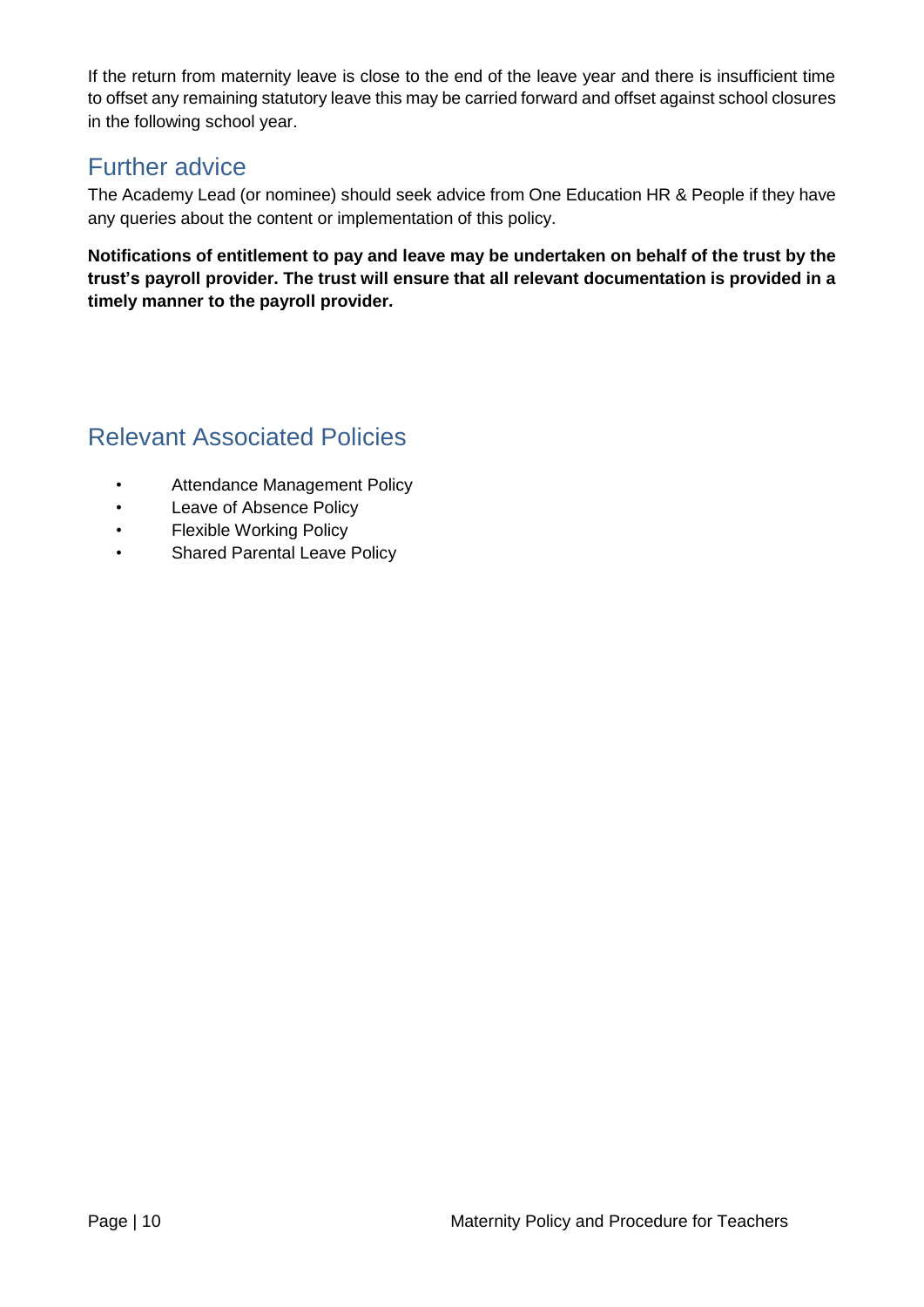If the return from maternity leave is close to the end of the leave year and there is insufficient time to offset any remaining statutory leave this may be carried forward and offset against school closures in the following school year.

## Further advice

The Academy Lead (or nominee) should seek advice from One Education HR & People if they have any queries about the content or implementation of this policy.

**Notifications of entitlement to pay and leave may be undertaken on behalf of the trust by the trust's payroll provider. The trust will ensure that all relevant documentation is provided in a timely manner to the payroll provider.**

## Relevant Associated Policies

- Attendance Management Policy
- Leave of Absence Policy
- Flexible Working Policy
- Shared Parental Leave Policy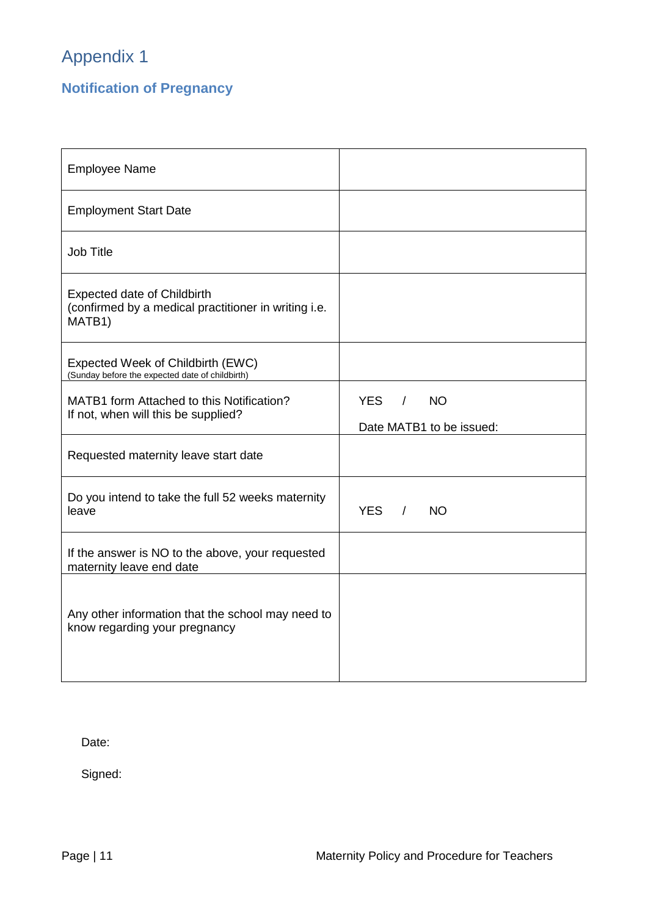# Appendix 1

## Notification of Pregnancy

| | |
|---|---|
| Employee Name | |
| Employment Start Date | |
| Job Title | |
| Expected date of Childbirth (confirmed by a medical practitioner in writing i.e. MATB1) | |
| Expected Week of Childbirth (EWC) (Sunday before the expected date of childbirth) | |
| MATB1 form Attached to this Notification? If not, when will this be supplied? | YES / NO<br><br>Date MATB1 to be issued: |
| Requested maternity leave start date | |
| Do you intend to take the full 52 weeks maternity leave | YES / NO |
| If the answer is NO to the above, your requested maternity leave end date | |
| Any other information that the school may need to know regarding your pregnancy | |

Date:

Signed: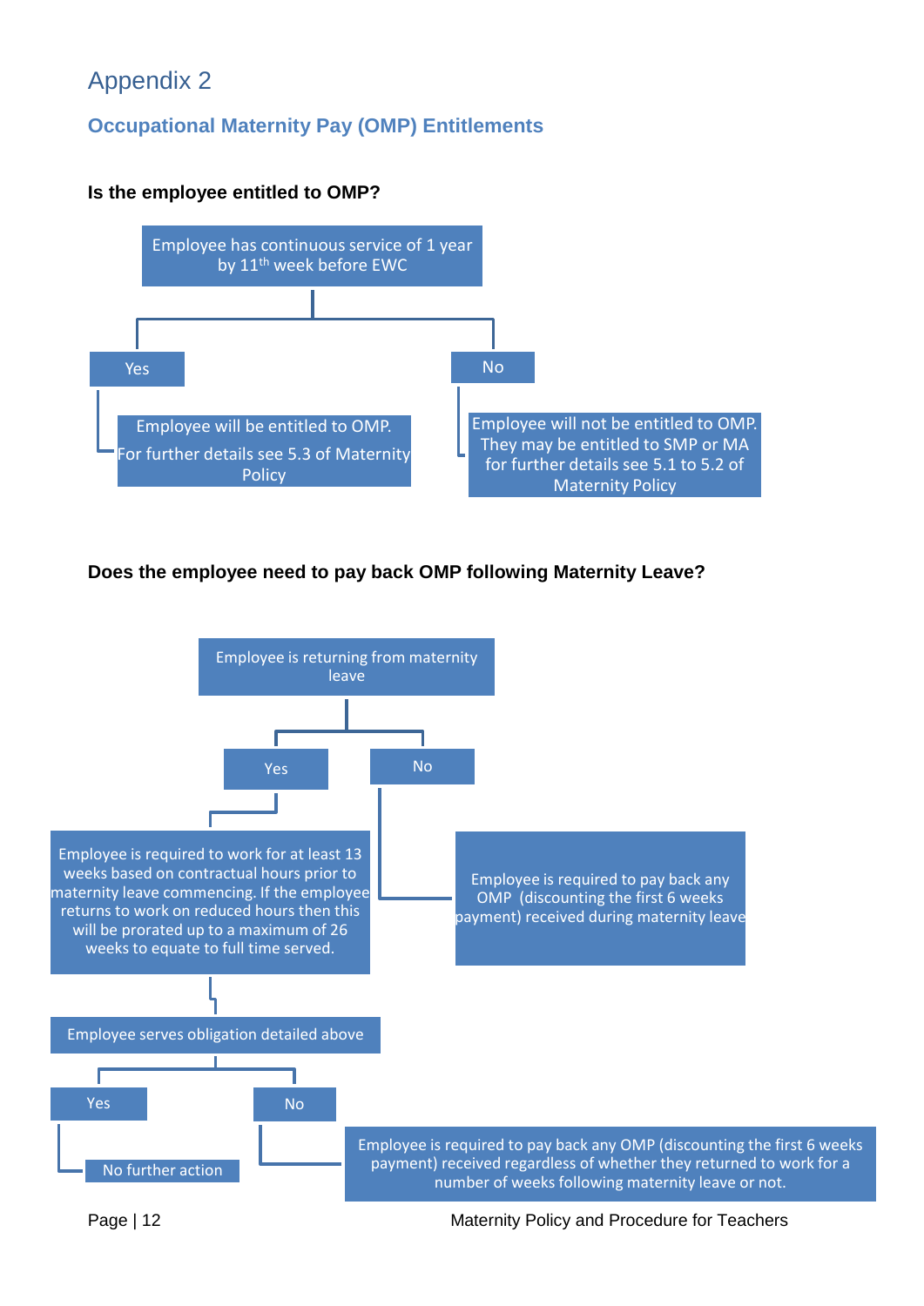# Appendix 2

## Occupational Maternity Pay (OMP) Entitlements

**Is the employee entitled to OMP?**

Employee has continuous service of 1 year by 11th week before EWC

- Yes
  - Employee will be entitled to OMP. For further details see 5.3 of Maternity Policy
- No
  - Employee will not be entitled to OMP. They may be entitled to SMP or MA for further details see 5.1 to 5.2 of Maternity Policy

**Does the employee need to pay back OMP following Maternity Leave?**

Employee is returning from maternity leave

- Yes
  - Employee is required to work for at least 13 weeks based on contractual hours prior to maternity leave commencing. If the employee returns to work on reduced hours then this will be prorated up to a maximum of 26 weeks to equate to full time served.
  - Employee serves obligation detailed above
    - Yes
      - No further action
    - No
      - Employee is required to pay back any OMP (discounting the first 6 weeks payment) received regardless of whether they returned to work for a number of weeks following maternity leave or not.
- No
  - Employee is required to pay back any OMP (discounting the first 6 weeks payment) received during maternity leave